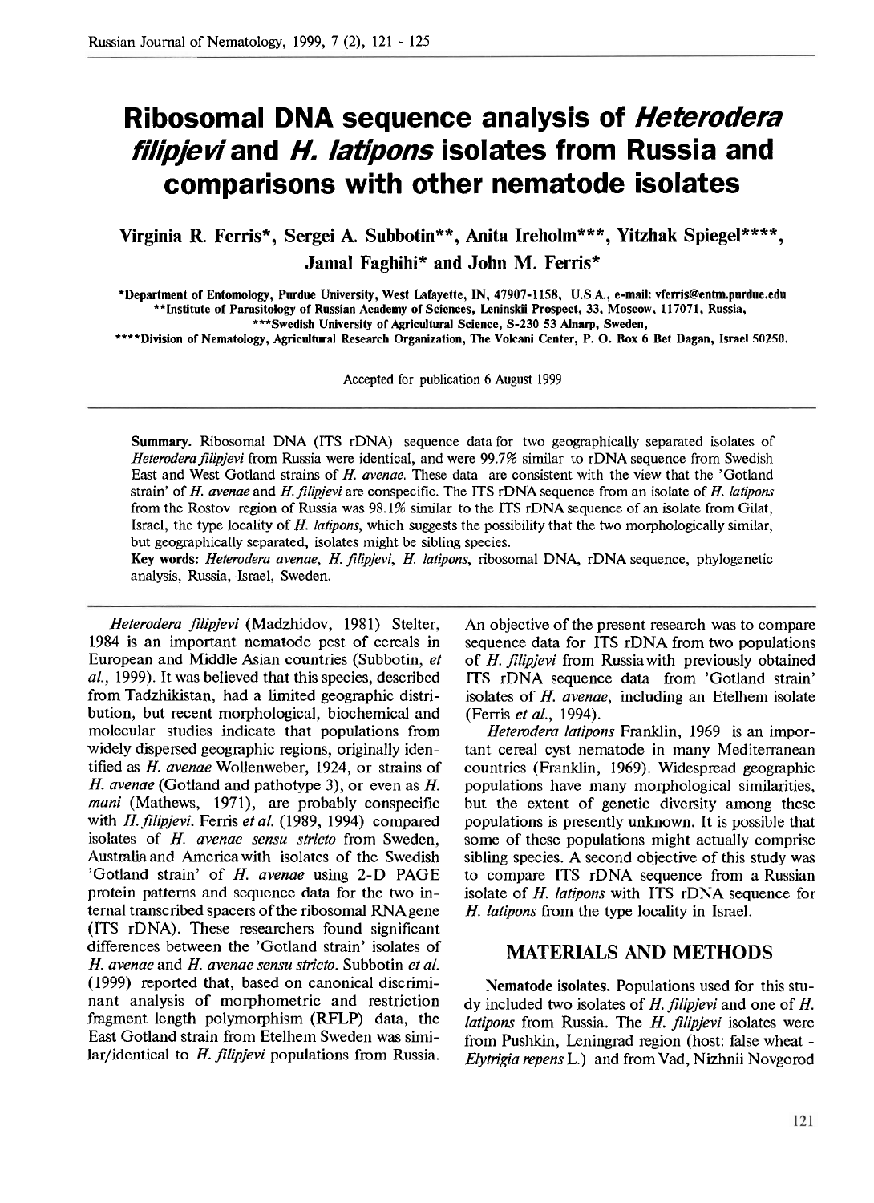# Ribosomal DNA sequence analysis of *Heterodera filipjevi* and *H. latipons* isolates from Russia and comparisons with other nematode isolates

**Virginia R. Ferris\*, Sergei A. Subbotin\*\*, Anita Ireholm\*\*\*, Yitzhak Spiegel\*\*\*\*, Jamal Faghihi\* and John M. Ferris\***

\*Department of Entomology, Purdue University, West Lafayette, IN, 47907-1158, U.S.A., e-mail: vferris@entm.purdue.edu
\*\*Institute of Parasitology of Russian Academy of Sciences, Leninskii Prospect, 33, Moscow, 117071, Russia,
\*\*\*Swedish University of Agricultural Science, S-230 53 Alnarp, Sweden,
\*\*\*\*Division of Nematology, Agricultural Research Organization, The Volcani Center, P. O. Box 6 Bet Dagan, Israel 50250.

Accepted for publication 6 August 1999

**Summary.** Ribosomal DNA (ITS rDNA) sequence data for two geographically separated isolates of *Heterodera filipjevi* from Russia were identical, and were 99.7% similar to rDNA sequence from Swedish East and West Gotland strains of *H. avenae*. These data are consistent with the view that the 'Gotland strain' of *H. avenae* and *H. filipjevi* are conspecific. The ITS rDNA sequence from an isolate of *H. latipons* from the Rostov region of Russia was 98.1% similar to the ITS rDNA sequence of an isolate from Gilat, Israel, the type locality of *H. latipons*, which suggests the possibility that the two morphologically similar, but geographically separated, isolates might be sibling species.

**Key words:** *Heterodera avenae*, *H. filipjevi*, *H. latipons*, ribosomal DNA, rDNA sequence, phylogenetic analysis, Russia, Israel, Sweden.

*Heterodera filipjevi* (Madzhidov, 1981) Stelter, 1984 is an important nematode pest of cereals in European and Middle Asian countries (Subbotin, *et al.*, 1999). It was believed that this species, described from Tadzhikistan, had a limited geographic distribution, but recent morphological, biochemical and molecular studies indicate that populations from widely dispersed geographic regions, originally identified as *H. avenae* Wollenweber, 1924, or strains of *H. avenae* (Gotland and pathotype 3), or even as *H. mani* (Mathews, 1971), are probably conspecific with *H. filipjevi*. Ferris *et al.* (1989, 1994) compared isolates of *H. avenae sensu stricto* from Sweden, Australia and America with isolates of the Swedish 'Gotland strain' of *H. avenae* using 2-D PAGE protein patterns and sequence data for the two internal transcribed spacers of the ribosomal RNA gene (ITS rDNA). These researchers found significant differences between the 'Gotland strain' isolates of *H. avenae* and *H. avenae sensu stricto*. Subbotin *et al.* (1999) reported that, based on canonical discriminant analysis of morphometric and restriction fragment length polymorphism (RFLP) data, the East Gotland strain from Etelhem Sweden was similar/identical to *H. filipjevi* populations from Russia. An objective of the present research was to compare sequence data for ITS rDNA from two populations of *H. filipjevi* from Russia with previously obtained ITS rDNA sequence data from 'Gotland strain' isolates of *H. avenae*, including an Etelhem isolate (Ferris *et al.*, 1994).

*Heterodera latipons* Franklin, 1969 is an important cereal cyst nematode in many Mediterranean countries (Franklin, 1969). Widespread geographic populations have many morphological similarities, but the extent of genetic diversity among these populations is presently unknown. It is possible that some of these populations might actually comprise sibling species. A second objective of this study was to compare ITS rDNA sequence from a Russian isolate of *H. latipons* with ITS rDNA sequence for *H. latipons* from the type locality in Israel.

## MATERIALS AND METHODS

**Nematode isolates.** Populations used for this study included two isolates of *H. filipjevi* and one of *H. latipons* from Russia. The *H. filipjevi* isolates were from Pushkin, Leningrad region (host: false wheat - *Elytrigia repens* L.) and from Vad, Nizhnii Novgorod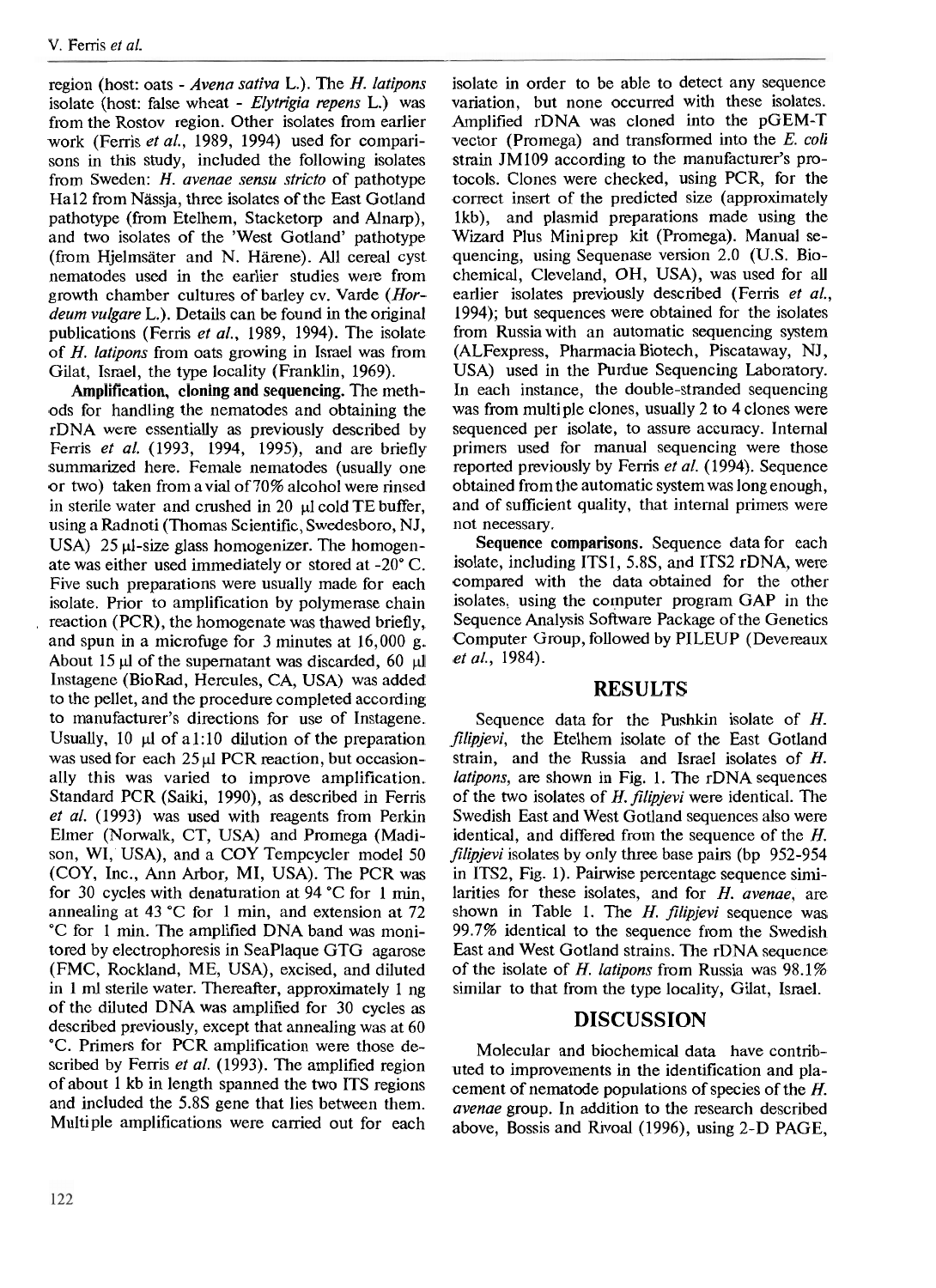region (host: oats - *Avena sativa* L.). The *H. latipons* isolate (host: false wheat - *Elytrigia repens* L.) was from the Rostov region. Other isolates from earlier work (Ferris *et al.*, 1989, 1994) used for comparisons in this study, included the following isolates from Sweden: *H. avenae sensu stricto* of pathotype Ha12 from Nässja, three isolates of the East Gotland pathotype (from Etelhem, Stacketorp and Alnarp), and two isolates of the 'West Gotland' pathotype (from Hjelmsäter and N. Härene). All cereal cyst nematodes used in the earlier studies were from growth chamber cultures of barley cv. Varde (*Hordeum vulgare* L.). Details can be found in the original publications (Ferris *et al.*, 1989, 1994). The isolate of *H. latipons* from oats growing in Israel was from Gilat, Israel, the type locality (Franklin, 1969).

**Amplification, cloning and sequencing.** The methods for handling the nematodes and obtaining the rDNA were essentially as previously described by Ferris *et al.* (1993, 1994, 1995), and are briefly summarized here. Female nematodes (usually one or two) taken from a vial of 70% alcohol were rinsed in sterile water and crushed in 20 μl cold TE buffer, using a Radnoti (Thomas Scientific, Swedesboro, NJ, USA) 25 μl-size glass homogenizer. The homogenate was either used immediately or stored at -20° C. Five such preparations were usually made for each isolate. Prior to amplification by polymerase chain reaction (PCR), the homogenate was thawed briefly, and spun in a microfuge for 3 minutes at 16,000 g. About 15 μl of the supernatant was discarded, 60 μl Instagene (BioRad, Hercules, CA, USA) was added to the pellet, and the procedure completed according to manufacturer's directions for use of Instagene. Usually, 10 μl of a 1:10 dilution of the preparation was used for each 25 μl PCR reaction, but occasionally this was varied to improve amplification. Standard PCR (Saiki, 1990), as described in Ferris *et al.* (1993) was used with reagents from Perkin Elmer (Norwalk, CT, USA) and Promega (Madison, WI, USA), and a COY Tempcycler model 50 (COY, Inc., Ann Arbor, MI, USA). The PCR was for 30 cycles with denaturation at 94 °C for 1 min, annealing at 43 °C for 1 min, and extension at 72 °C for 1 min. The amplified DNA band was monitored by electrophoresis in SeaPlaque GTG agarose (FMC, Rockland, ME, USA), excised, and diluted in 1 ml sterile water. Thereafter, approximately 1 ng of the diluted DNA was amplified for 30 cycles as described previously, except that annealing was at 60 °C. Primers for PCR amplification were those described by Ferris *et al.* (1993). The amplified region of about 1 kb in length spanned the two ITS regions and included the 5.8S gene that lies between them. Multiple amplifications were carried out for each isolate in order to be able to detect any sequence variation, but none occurred with these isolates. Amplified rDNA was cloned into the pGEM-T vector (Promega) and transformed into the *E. coli* strain JM109 according to the manufacturer's protocols. Clones were checked, using PCR, for the correct insert of the predicted size (approximately 1kb), and plasmid preparations made using the Wizard Plus Miniprep kit (Promega). Manual sequencing, using Sequenase version 2.0 (U.S. Biochemical, Cleveland, OH, USA), was used for all earlier isolates previously described (Ferris *et al.*, 1994); but sequences were obtained for the isolates from Russia with an automatic sequencing system (ALFexpress, Pharmacia Biotech, Piscataway, NJ, USA) used in the Purdue Sequencing Laboratory. In each instance, the double-stranded sequencing was from multiple clones, usually 2 to 4 clones were sequenced per isolate, to assure accuracy. Internal primers used for manual sequencing were those reported previously by Ferris *et al.* (1994). Sequence obtained from the automatic system was long enough, and of sufficient quality, that internal primers were not necessary.

**Sequence comparisons.** Sequence data for each isolate, including ITS1, 5.8S, and ITS2 rDNA, were compared with the data obtained for the other isolates, using the computer program GAP in the Sequence Analysis Software Package of the Genetics Computer Group, followed by PILEUP (Devereaux *et al.*, 1984).

## RESULTS

Sequence data for the Pushkin isolate of *H. filipjevi*, the Etelhem isolate of the East Gotland strain, and the Russia and Israel isolates of *H. latipons*, are shown in Fig. 1. The rDNA sequences of the two isolates of *H. filipjevi* were identical. The Swedish East and West Gotland sequences also were identical, and differed from the sequence of the *H. filipjevi* isolates by only three base pairs (bp 952-954 in ITS2, Fig. 1). Pairwise percentage sequence similarities for these isolates, and for *H. avenae*, are shown in Table 1. The *H. filipjevi* sequence was 99.7% identical to the sequence from the Swedish East and West Gotland strains. The rDNA sequence of the isolate of *H. latipons* from Russia was 98.1% similar to that from the type locality, Gilat, Israel.

## DISCUSSION

Molecular and biochemical data have contributed to improvements in the identification and placement of nematode populations of species of the *H. avenae* group. In addition to the research described above, Bossis and Rivoal (1996), using 2-D PAGE,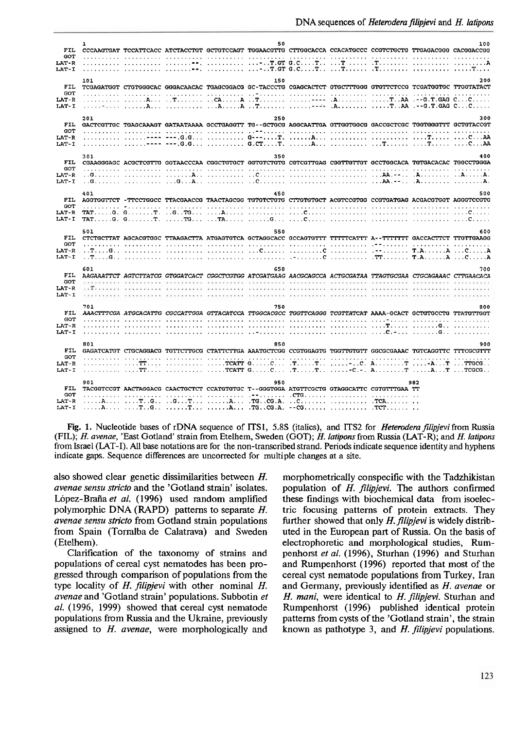```
     1                                                  50                                                 100
FIL  CCCAAGTGAT TCCATTCACC ATCTACCTGT GCTGTCCAGT TGGAACGTTG CTTGGCACCA CCACATGCCC CCGTCTGCTG TTGAGACGGG CACGGACCGG
GOT  .......... .......... .......... .......... .......... .......... .......... .......... .......... ..........
LAT-R .......... .......... .......--. .......... ...-..T.GT G.C....T.. ...T...... .T........ .......... .........A
LAT-I .......... .......... .......--. .......... ...-..T.GT G.C....T.. ...T...... .T........ .......... .....T....

     101                                                150                                                200
FIL  TCGAGATGGT CTGTGGGCAC GGGACAACAC TGAGCGGACG GC-TACCCTG CGAGCACTCT GTGCTTTGGG GTGTTCTCCG TCGATGGTGC TTGGTATACT
GOT  .......... .......... .......... .......... ..-....... .......... .......... .......... .......... ..........
LAT-R .......... ......A... ..T....... ..CA.....A ..T....... ......---- .A........ .....T..AA .--G.T.GAG C...C.....
LAT-I .....-.... ......A... .......... ...A.....A ..T....... ......---- .A........ .....T..AA .--G.T.GAG C...C.....

     201                                                250                                                300
FIL  GACTCGTTGC TGAGCAAAGT GATAATAAAA GCCTGAGGTT TG--GCTGCG AGGCAATTGA GTTGGTGGCG GACCGCTCGC TGGTGGGTTT GCTGTACCGT
GOT  .......... .......... .......... .......... ..--...... .......... .......... .......... .......... ..........
LAT-R .......... ......---- ---.G.G... .......... G---....T. ......A... .......... .......... ....T..... ....C...AA
LAT-I .......... ......---- ---.G.G... .......... G.CT....T. ......A... .......... ....T..... ....T..... ....C...AA

     301                                                350                                                400
FIL  CGAAGGGAGC ACGCTCGTTG GGTAACCCAA CGGCTGTGCT GGTGTCTGTG CGTCGTTGAG CGGTTGTTGT GCCTGGCACA TGTGACACAC TGGCCTGGGA
GOT  .......... .......... .......... .......... .......... .......... .......... .......... .......... ..........
LAT-R ..G....... .......... .......A.. .......... ..C....... .......... .......... ...AA.--.. .A........ ..A.....A.
LAT-I ..G....... .......... ...G...A.. .......... ..C....... .......... .......... ...AA.--.. .A........ ........A.

     401                                                450                                                500
FIL  AGGTGGTTCT -TTCCTGGCC TTACGAACCG TAACTAGCGG TGTGTCTGTG CTTGTGTGCT ACGTCCGTGG CCGTGATGAG ACGACGTGGT AGGGTCCGTG
GOT  .......... -......... .......... .......... .......... .......... .......... .......... .......... ..........
LAT-R TAT.....G. G.......T. ..G..TG... ....A..... .......... ....C..... .......... .......... .......... ....C.....
LAT-I TAT.....G. G.......T. .....TG... ...TA..... ......G... ....C..... .......... .......... .......... ....C.....

     501                                                550                                                600
FIL  CTCTGCTTAT AGCACGTGGC TTAAGACTTA ATGAGTGTCA GCTAGGCACC GCCAGTGTTT TTTTTCATTT A--TTTTTTT GACCACTTCT TTGTTGAAGG
GOT  .......... .......... .......... .......... .......... .......... .......... .--....... .......... ..........
LAT-R ..T....G.. .......... .......... .......... ...C...... .........C .......... .--....... T.A......A ...C.....A
LAT-I ..T....G.. .......... .......... .......... .......... .-.......C .......... .TT....... T.A......A ...C.....A

     601                                                650                                                700
FIL  AAGAAATTCT AGTCTTATCG GTGGATCACT CGGCTCGTGG ATCGATGAAG AACGCAGCCA ACTGCGATAA TTAGTGCGAA CTGCAGAAAC CTTGAACACA
GOT  .......... .......... .......... .......... .......... .......... .......... .......... .......... ..........
LAT-R ..T....... .......... .......... .......... .......... .......... .......... .......... .......... ..........
LAT-I .......... .......... .......... .......... .......... .......... .......... .......... .......... ..........

     701                                                750                                                800
FIL  AAACTTTCGA ATGCACATTG CGCCATTGGA GTTACATCCA TTGGCACGCC TGGTTCAGGG TCGTTATCAT AAAA-GCACT GCTGTGCCTG TTATGTTGGT
GOT  .......... .......... .......... .......... .......... .......... .......... ....-..... .......... ..........
LAT-R .......... .......... .......... .......... .......... .......... .......... ....T..... .......G.. ..........
LAT-I .......... .......... .......... .......... ..-....... .......... .......... ....C.-... .......G.. ..........

     801                                                850                                                900
FIL  GAGATCATGT CTGCAGGACG TGTTCTTGCG CTATTCTTGA AAATGCTCGG CCGTGGAGTG TGGTTGTGTT GGCGCGAAAC TGTCAGGTTC TTTCGCGTTT
GOT  .......... .......... .......... .......... .......... .......... .......... .......... .......... ..........
LAT-R .......... ....TT.... .......... .....TCATT G.....C... .T.....T.. .....-..C. A........T ....-A...T ...TTGCG..
LAT-I .......... ....TT.... .......... .....TCATT G.....C... .T.....T.. ......-C.-. A........T .....A...T ...TCGCG..

     901                                                950                            982
FIL  TACGGTCCGT AACTAGGACG CAACTGCTCT CCATGTGTGC T--GGGTGGA ATGTTCGCTG GTAGGCATTC CGTGTTTGAA TT
GOT  .......... .......... .......... .......... .--....... .CTG...... .......... .......... ..
LAT-R .....A.... ....T..G.. ..G...T... ......A... .TG..CG.A. ..C....... .......... .TCA...... ..
LAT-I .....A.... ....T..G.. ......T... ......A... .TG..CG.A. --CG...... .......... .TCT...... ..
```

**Fig. 1.** Nucleotide bases of rDNA sequence of ITS1, 5.8S (italics), and ITS2 for *Heterodera filipjevi* from Russia (FIL); *H. avenae*, 'East Gotland' strain from Etelhem, Sweden (GOT); *H. latipons* from Russia (LAT-R); and *H. latipons* from Israel (LAT-I). All base notations are for the non-transcribed strand. Periods indicate sequence identity and hyphens indicate gaps. Sequence differences are uncorrected for multiple changes at a site.

also showed clear genetic dissimilarities between *H. avenae sensu stricto* and the 'Gotland strain' isolates. López-Braña *et al.* (1996) used random amplified polymorphic DNA (RAPD) patterns to separate *H. avenae sensu stricto* from Gotland strain populations from Spain (Torralba de Calatrava) and Sweden (Etelhem).

Clarification of the taxonomy of strains and populations of cereal cyst nematodes has been progressed through comparison of populations from the type locality of *H. filipjevi* with other nominal *H. avenae* and 'Gotland strain' populations. Subbotin *et al.* (1996, 1999) showed that cereal cyst nematode populations from Russia and the Ukraine, previously assigned to *H. avenae*, were morphologically and morphometrically conspecific with the Tadzhikistan population of *H. filipjevi*. The authors confirmed these findings with biochemical data from isoelectric focusing patterns of protein extracts. They further showed that only *H. filipjevi* is widely distributed in the European part of Russia. On the basis of electrophoretic and morphological studies, Rumpenhorst *et al.* (1996), Sturhan (1996) and Sturhan and Rumpenhorst (1996) reported that most of the cereal cyst nematode populations from Turkey, Iran and Germany, previously identified as *H. avenae* or *H. mani*, were identical to *H. filipjevi*. Sturhan and Rumpenhorst (1996) published identical protein patterns from cysts of the 'Gotland strain', the strain known as pathotype 3, and *H. filipjevi* populations.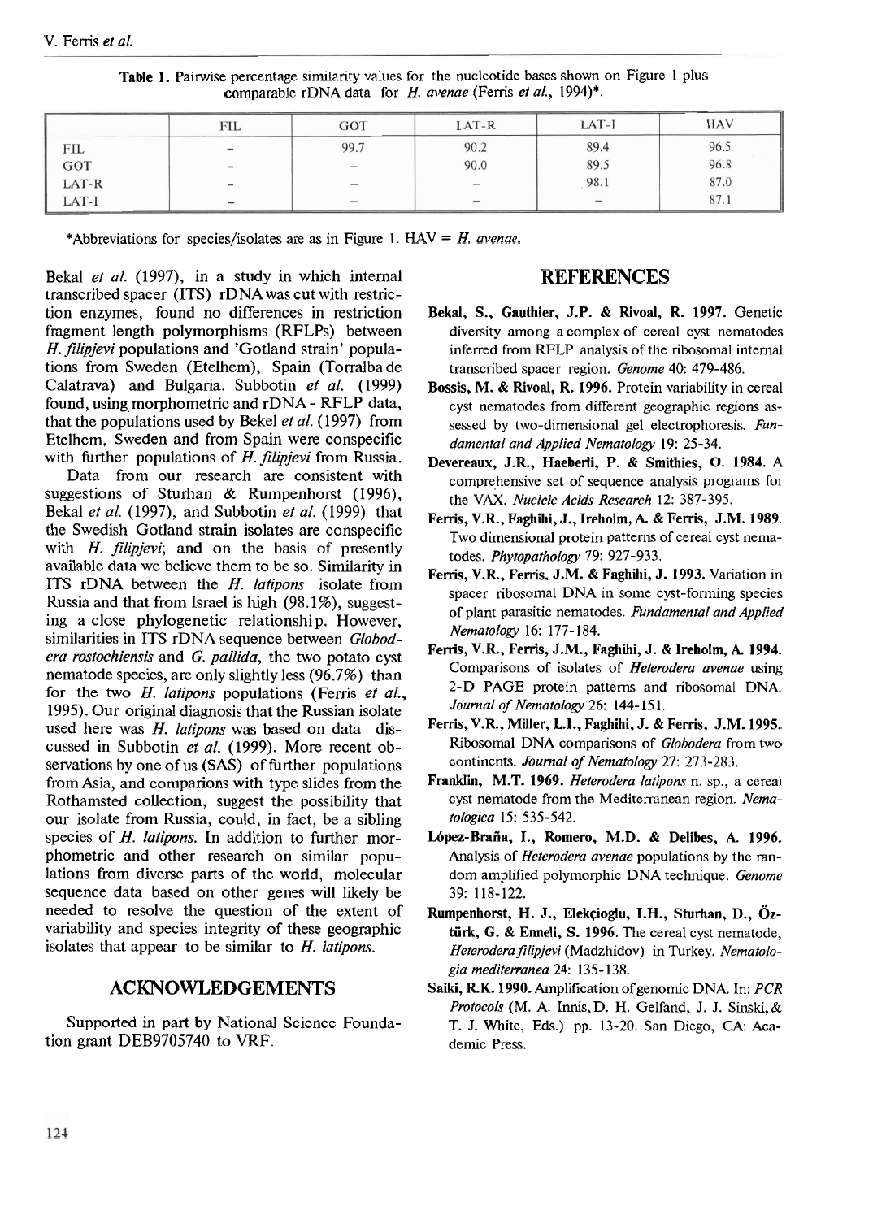**Table 1.** Pairwise percentage similarity values for the nucleotide bases shown on Figure 1 plus comparable rDNA data for *H. avenae* (Ferris *et al.*, 1994)*.

| | FIL | GOT | LAT-R | LAT-I | HAV |
|---|---|---|---|---|---|
| FIL | – | 99.7 | 90.2 | 89.4 | 96.5 |
| GOT | – | – | 90.0 | 89.5 | 96.8 |
| LAT-R | – | – | – | 98.1 | 87.0 |
| LAT-I | – | – | – | – | 87.1 |

*Abbreviations for species/isolates are as in Figure 1. HAV = *H. avenae*.

Bekal *et al.* (1997), in a study in which internal transcribed spacer (ITS) rDNA was cut with restriction enzymes, found no differences in restriction fragment length polymorphisms (RFLPs) between *H. filipjevi* populations and 'Gotland strain' populations from Sweden (Etelhem), Spain (Torralba de Calatrava) and Bulgaria. Subbotin *et al.* (1999) found, using morphometric and rDNA - RFLP data, that the populations used by Bekel *et al.* (1997) from Etelhem, Sweden and from Spain were conspecific with further populations of *H. filipjevi* from Russia.

Data from our research are consistent with suggestions of Sturhan & Rumpenhorst (1996), Bekal *et al.* (1997), and Subbotin *et al.* (1999) that the Swedish Gotland strain isolates are conspecific with *H. filipjevi*; and on the basis of presently available data we believe them to be so. Similarity in ITS rDNA between the *H. latipons* isolate from Russia and that from Israel is high (98.1%), suggesting a close phylogenetic relationship. However, similarities in ITS rDNA sequence between *Globodera rostochiensis* and *G. pallida*, the two potato cyst nematode species, are only slightly less (96.7%) than for the two *H. latipons* populations (Ferris *et al.*, 1995). Our original diagnosis that the Russian isolate used here was *H. latipons* was based on data discussed in Subbotin *et al.* (1999). More recent observations by one of us (SAS) of further populations from Asia, and comparions with type slides from the Rothamsted collection, suggest the possibility that our isolate from Russia, could, in fact, be a sibling species of *H. latipons*. In addition to further morphometric and other research on similar populations from diverse parts of the world, molecular sequence data based on other genes will likely be needed to resolve the question of the extent of variability and species integrity of these geographic isolates that appear to be similar to *H. latipons*.

## ACKNOWLEDGEMENTS

Supported in part by National Science Foundation grant DEB9705740 to VRF.

## REFERENCES

**Bekal, S., Gauthier, J.P. & Rivoal, R. 1997.** Genetic diversity among a complex of cereal cyst nematodes inferred from RFLP analysis of the ribosomal internal transcribed spacer region. *Genome* 40: 479-486.

**Bossis, M. & Rivoal, R. 1996.** Protein variability in cereal cyst nematodes from different geographic regions assessed by two-dimensional gel electrophoresis. *Fundamental and Applied Nematology* 19: 25-34.

**Devereaux, J.R., Haeberli, P. & Smithies, O. 1984.** A comprehensive set of sequence analysis programs for the VAX. *Nucleic Acids Research* 12: 387-395.

**Ferris, V.R., Faghihi, J., Ireholm, A. & Ferris, J.M. 1989.** Two dimensional protein patterns of cereal cyst nematodes. *Phytopathology* 79: 927-933.

**Ferris, V.R., Ferris, J.M. & Faghihi, J. 1993.** Variation in spacer ribosomal DNA in some cyst-forming species of plant parasitic nematodes. *Fundamental and Applied Nematology* 16: 177-184.

**Ferris, V.R., Ferris, J.M., Faghihi, J. & Ireholm, A. 1994.** Comparisons of isolates of *Heterodera avenae* using 2-D PAGE protein patterns and ribosomal DNA. *Journal of Nematology* 26: 144-151.

**Ferris, V.R., Miller, L.I., Faghihi, J. & Ferris, J.M. 1995.** Ribosomal DNA comparisons of *Globodera* from two continents. *Journal of Nematology* 27: 273-283.

**Franklin, M.T. 1969.** *Heterodera latipons* n. sp., a cereal cyst nematode from the Mediterranean region. *Nematologica* 15: 535-542.

**López-Braña, I., Romero, M.D. & Delibes, A. 1996.** Analysis of *Heterodera avenae* populations by the random amplified polymorphic DNA technique. *Genome* 39: 118-122.

**Rumpenhorst, H. J., Elekçioglu, I.H., Sturhan, D., Öztürk, G. & Enneli, S. 1996.** The cereal cyst nematode, *Heterodera filipjevi* (Madzhidov) in Turkey. *Nematologia mediterranea* 24: 135-138.

**Saiki, R.K. 1990.** Amplification of genomic DNA. In: *PCR Protocols* (M. A. Innis, D. H. Gelfand, J. J. Sinski, & T. J. White, Eds.) pp. 13-20. San Diego, CA: Academic Press.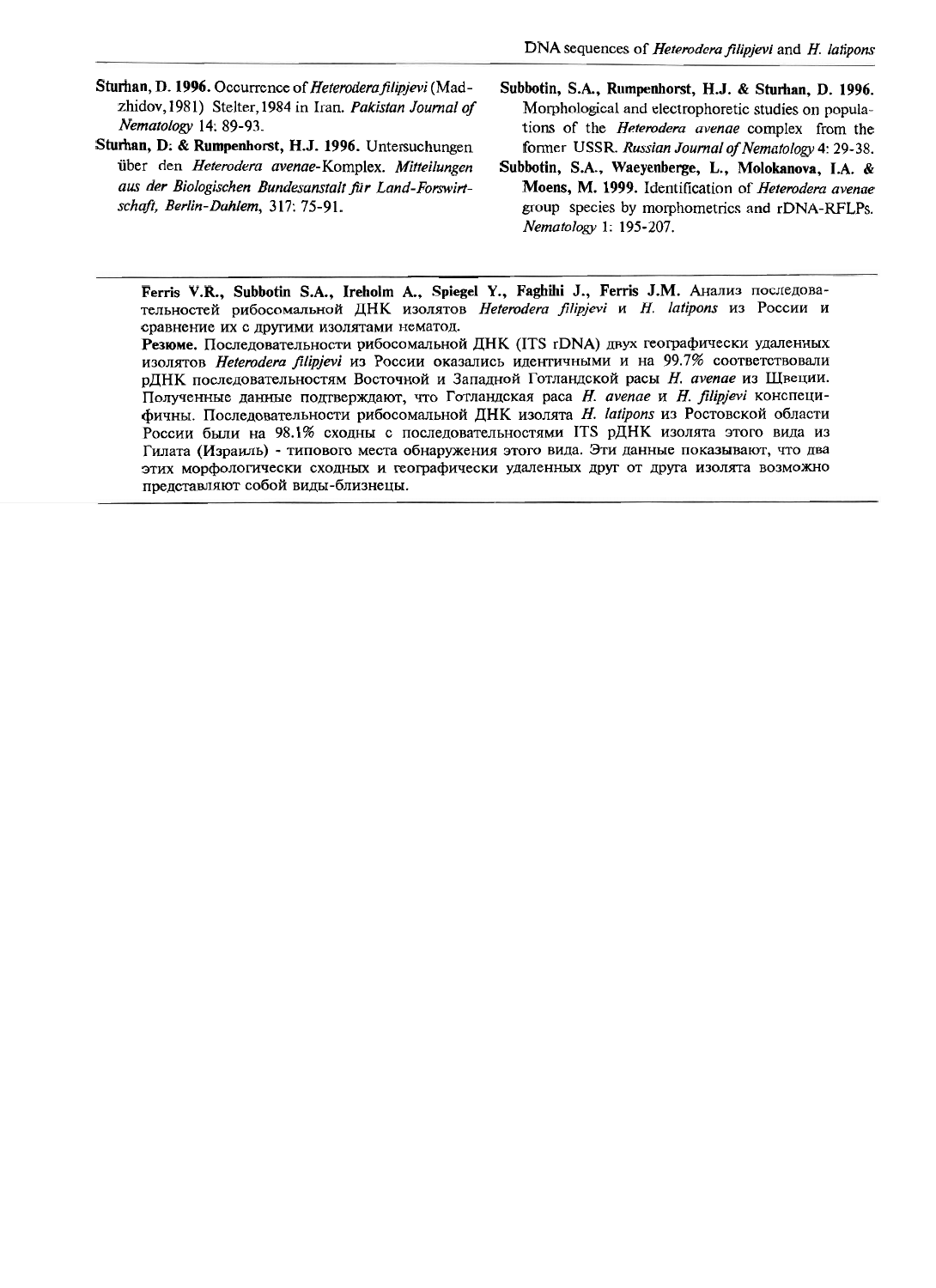**Sturhan, D. 1996.** Occurrence of *Heterodera filipjevi* (Madzhidov, 1981) Stelter, 1984 in Iran. *Pakistan Journal of Nematology* 14: 89-93.

**Sturhan, D. & Rumpenhorst, H.J. 1996.** Untersuchungen über den *Heterodera avenae*-Komplex. *Mitteilungen aus der Biologischen Bundesanstalt für Land-Forswirtschaft, Berlin-Dahlem*, 317: 75-91.

**Subbotin, S.A., Rumpenhorst, H.J. & Sturhan, D. 1996.** Morphological and electrophoretic studies on populations of the *Heterodera avenae* complex from the former USSR. *Russian Journal of Nematology* 4: 29-38.

**Subbotin, S.A., Waeyenberge, L., Molokanova, I.A. & Moens, M. 1999.** Identification of *Heterodera avenae* group species by morphometrics and rDNA-RFLPs. *Nematology* 1: 195-207.

---

**Ferris V.R., Subbotin S.A., Ireholm A., Spiegel Y., Faghihi J., Ferris J.M.** Анализ последовательностей рибосомальной ДНК изолятов *Heterodera filipjevi* и *H. latipons* из России и сравнение их с другими изолятами нематод.

**Резюме.** Последовательности рибосомальной ДНК (ITS rDNA) двух географически удаленных изолятов *Heterodera filipjevi* из России оказались идентичными и на 99.7% соответствовали рДНК последовательностям Восточной и Западной Готландской расы *H. avenae* из Швеции. Полученные данные подтверждают, что Готландская раса *H. avenae* и *H. filipjevi* конспецифичны. Последовательности рибосомальной ДНК изолята *H. latipons* из Ростовской области России были на 98.1% сходны с последовательностями ITS рДНК изолята этого вида из Гилата (Израиль) - типового места обнаружения этого вида. Эти данные показывают, что два этих морфологически сходных и географически удаленных друг от друга изолята возможно представляют собой виды-близнецы.